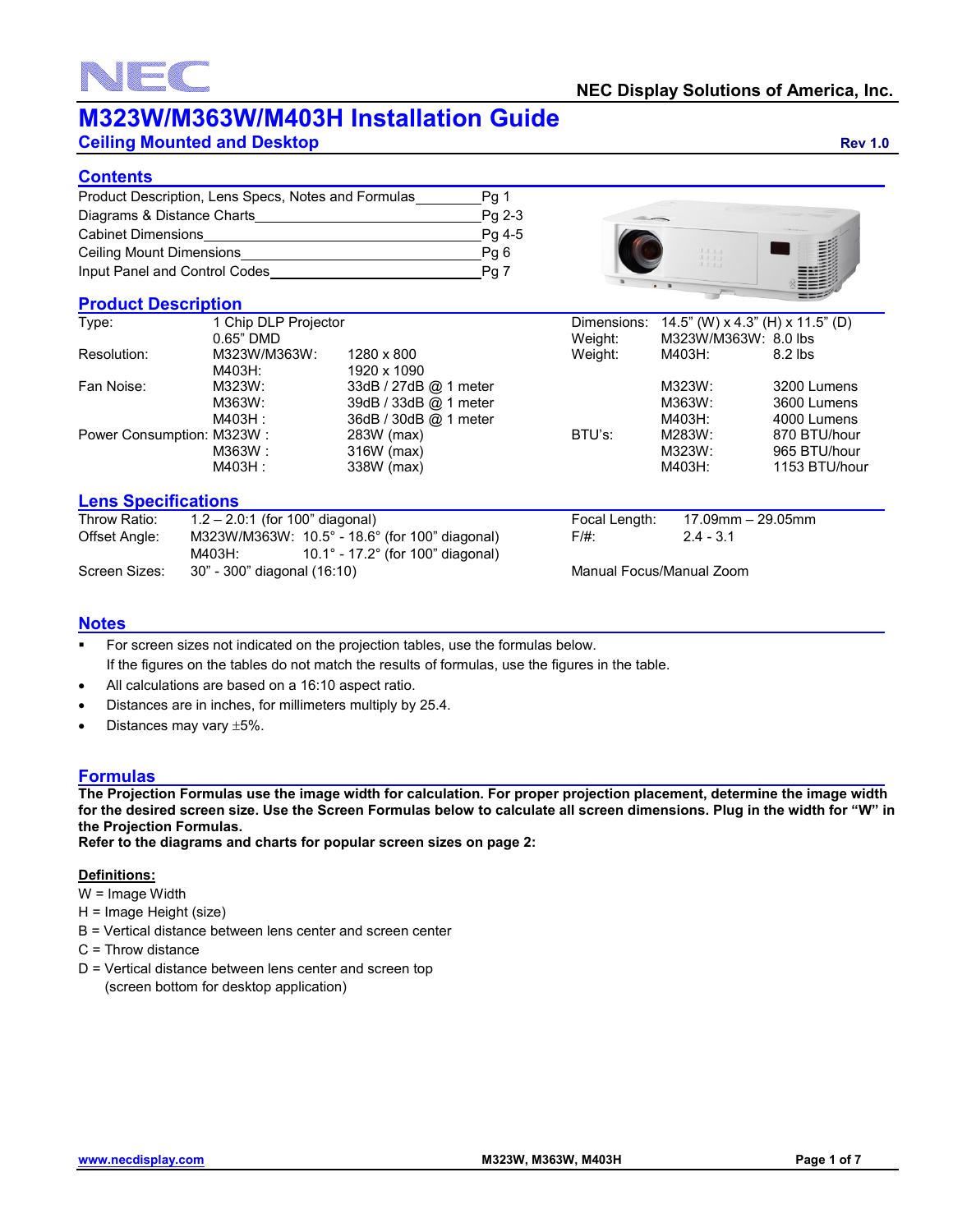# M323W/M363W/M403H Installation Guide

## Ceiling Mounted and Desktop

Rev 1.0

NEC Display Solutions of America, Inc.

## Contents

| | |
|---|---|
| Product Description, Lens Specs, Notes and Formulas | Pg 1 |
| Diagrams & Distance Charts | Pg 2-3 |
| Cabinet Dimensions | Pg 4-5 |
| Ceiling Mount Dimensions | Pg 6 |
| Input Panel and Control Codes | Pg 7 |

## Product Description

| | | |
|---|---|---|
| Type: | 1 Chip DLP Projector | |
| | 0.65" DMD | |
| Resolution: | M323W/M363W: | 1280 x 800 |
| | M403H: | 1920 x 1090 |
| Fan Noise: | M323W: | 33dB / 27dB @ 1 meter |
| | M363W: | 39dB / 33dB @ 1 meter |
| | M403H : | 36dB / 30dB @ 1 meter |
| Power Consumption: | M323W : | 283W (max) |
| | M363W : | 316W (max) |
| | M403H : | 338W (max) |

| | | |
|---|---|---|
| Dimensions: | 14.5" (W) x 4.3" (H) x 11.5" (D) | |
| Weight: | M323W/M363W: | 8.0 lbs |
| Weight: | M403H: | 8.2 lbs |
| | M323W: | 3200 Lumens |
| | M363W: | 3600 Lumens |
| | M403H: | 4000 Lumens |
| BTU's: | M283W: | 870 BTU/hour |
| | M323W: | 965 BTU/hour |
| | M403H: | 1153 BTU/hour |

## Lens Specifications

| | |
|---|---|
| Throw Ratio: | 1.2 – 2.0:1 (for 100" diagonal) |
| Offset Angle: | M323W/M363W: 10.5° - 18.6° (for 100" diagonal) |
| | M403H: 10.1° - 17.2° (for 100" diagonal) |
| Screen Sizes: | 30" - 300" diagonal (16:10) |

| | |
|---|---|
| Focal Length: | 17.09mm – 29.05mm |
| F/#: | 2.4 - 3.1 |

Manual Focus/Manual Zoom

## Notes

- For screen sizes not indicated on the projection tables, use the formulas below.
  If the figures on the tables do not match the results of formulas, use the figures in the table.
- All calculations are based on a 16:10 aspect ratio.
- Distances are in inches, for millimeters multiply by 25.4.
- Distances may vary ±5%.

## Formulas

**The Projection Formulas use the image width for calculation. For proper projection placement, determine the image width for the desired screen size. Use the Screen Formulas below to calculate all screen dimensions. Plug in the width for "W" in the Projection Formulas.**
**Refer to the diagrams and charts for popular screen sizes on page 2:**

**Definitions:**

W = Image Width
H = Image Height (size)
B = Vertical distance between lens center and screen center
C = Throw distance
D = Vertical distance between lens center and screen top
(screen bottom for desktop application)

www.necdisplay.com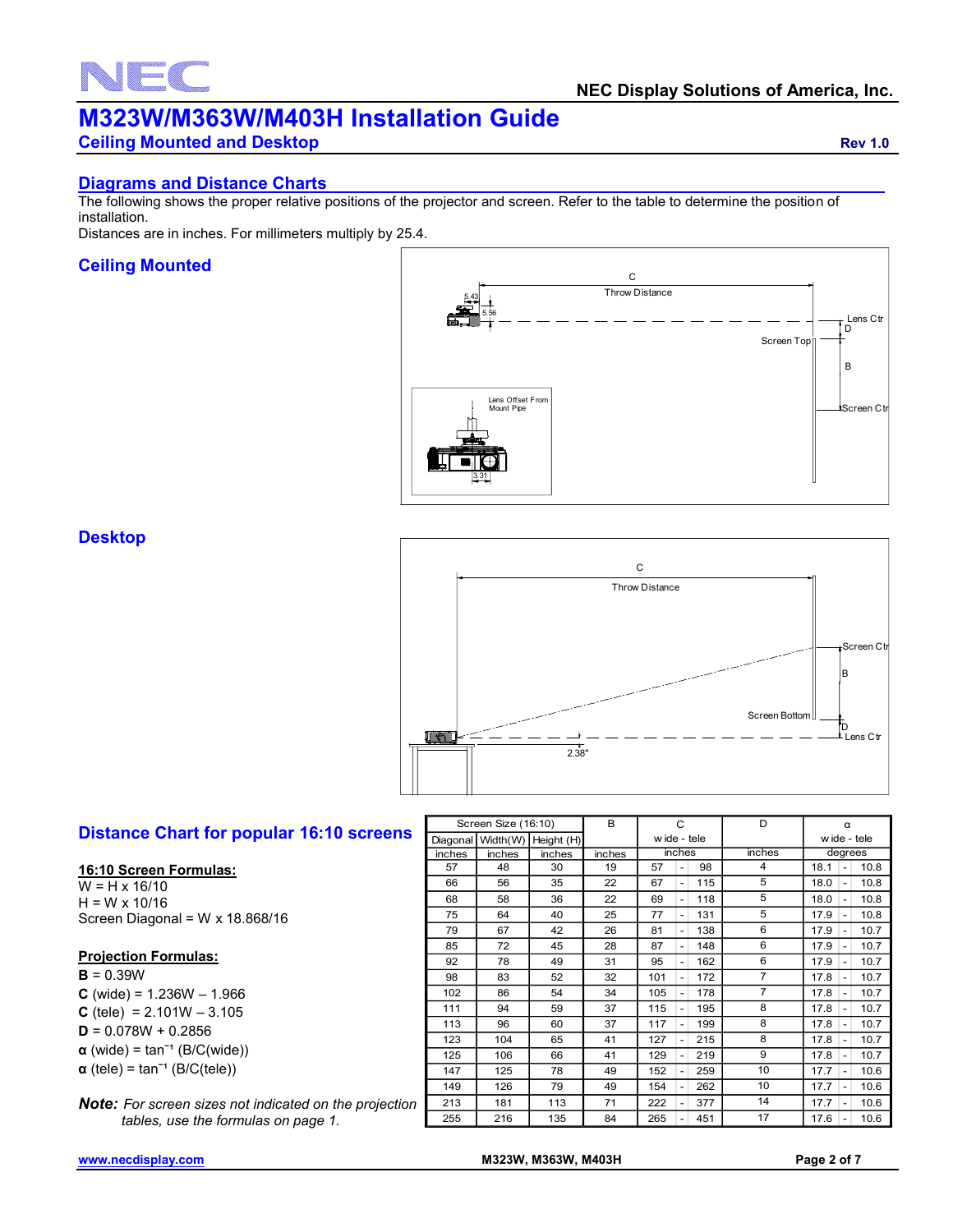# M323W/M363W/M403H Installation Guide

## Ceiling Mounted and Desktop

Rev 1.0

## Diagrams and Distance Charts

The following shows the proper relative positions of the projector and screen. Refer to the table to determine the position of installation.

Distances are in inches. For millimeters multiply by 25.4.

### Ceiling Mounted

C
Throw Distance
5.43
5.56
Lens Ctr
D
Screen Top
B
Screen Ctr
Lens Offset From Mount Pipe
3.31

### Desktop

C
Throw Distance
Screen Ctr
B
Screen Bottom
D
Lens Ctr
2.38"

### Distance Chart for popular 16:10 screens

**16:10 Screen Formulas:**

W = H x 16/10
H = W x 10/16
Screen Diagonal = W x 18.868/16

**Projection Formulas:**

**B** = 0.39W
**C** (wide) = 1.236W – 1.966
**C** (tele) = 2.101W – 3.105
**D** = 0.078W + 0.2856
**α** (wide) = $\tan^{-1}$ (B/C(wide))
**α** (tele) = $\tan^{-1}$ (B/C(tele))

***Note:*** *For screen sizes not indicated on the projection tables, use the formulas on page 1.*

| Screen Size (16:10) | | | B | C | | | D | α | | |
|---|---|---|---|---|---|---|---|---|---|---|
| Diagonal | Width(W) | Height (H) | | wide - tele | | | | wide - tele | | |
| inches | inches | inches | inches | inches | | | inches | degrees | | |
| 57 | 48 | 30 | 19 | 57 | - | 98 | 4 | 18.1 | - | 10.8 |
| 66 | 56 | 35 | 22 | 67 | - | 115 | 5 | 18.0 | - | 10.8 |
| 68 | 58 | 36 | 22 | 69 | - | 118 | 5 | 18.0 | - | 10.8 |
| 75 | 64 | 40 | 25 | 77 | - | 131 | 5 | 17.9 | - | 10.8 |
| 79 | 67 | 42 | 26 | 81 | - | 138 | 6 | 17.9 | - | 10.7 |
| 85 | 72 | 45 | 28 | 87 | - | 148 | 6 | 17.9 | - | 10.7 |
| 92 | 78 | 49 | 31 | 95 | - | 162 | 6 | 17.9 | - | 10.7 |
| 98 | 83 | 52 | 32 | 101 | - | 172 | 7 | 17.8 | - | 10.7 |
| 102 | 86 | 54 | 34 | 105 | - | 178 | 7 | 17.8 | - | 10.7 |
| 111 | 94 | 59 | 37 | 115 | - | 195 | 8 | 17.8 | - | 10.7 |
| 113 | 96 | 60 | 37 | 117 | - | 199 | 8 | 17.8 | - | 10.7 |
| 123 | 104 | 65 | 41 | 127 | - | 215 | 8 | 17.8 | - | 10.7 |
| 125 | 106 | 66 | 41 | 129 | - | 219 | 9 | 17.8 | - | 10.7 |
| 147 | 125 | 78 | 49 | 152 | - | 259 | 10 | 17.7 | - | 10.6 |
| 149 | 126 | 79 | 49 | 154 | - | 262 | 10 | 17.7 | - | 10.6 |
| 213 | 181 | 113 | 71 | 222 | - | 377 | 14 | 17.7 | - | 10.6 |
| 255 | 216 | 135 | 84 | 265 | - | 451 | 17 | 17.6 | - | 10.6 |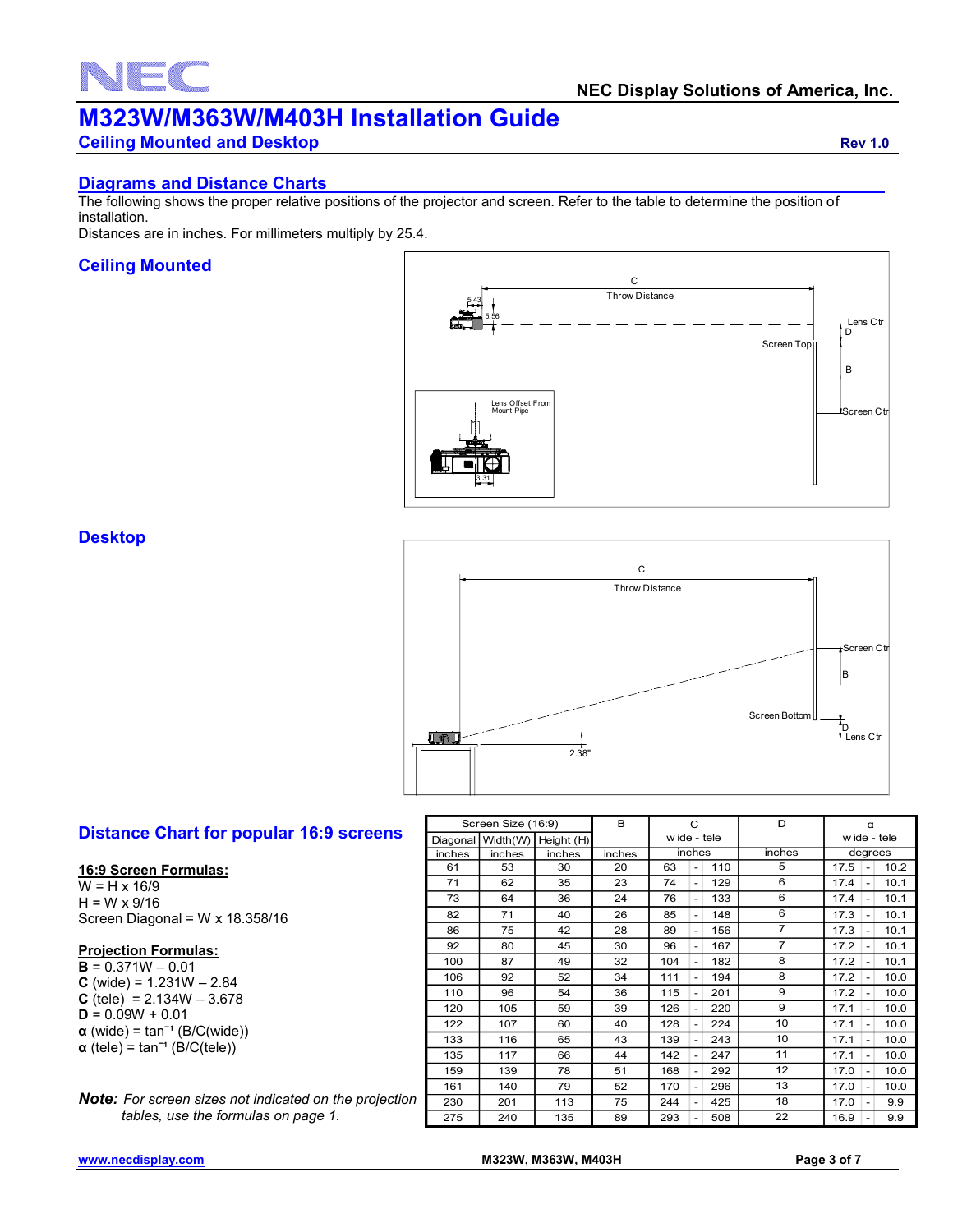# M323W/M363W/M403H Installation Guide

## Ceiling Mounted and Desktop

Rev 1.0

## Diagrams and Distance Charts

The following shows the proper relative positions of the projector and screen. Refer to the table to determine the position of installation.

Distances are in inches. For millimeters multiply by 25.4.

### Ceiling Mounted

C
Throw Distance

5.43
5.56

Lens Ctr
D
Screen Top
B
Screen Ctr

Lens Offset From Mount Pipe

3.31

### Desktop

C
Throw Distance

Screen Ctr
B
Screen Bottom
D
Lens Ctr

2.38"

### Distance Chart for popular 16:9 screens

**16:9 Screen Formulas:**

W = H x 16/9
H = W x 9/16
Screen Diagonal = W x 18.358/16

**Projection Formulas:**

**B** = 0.371W – 0.01
**C** (wide) = 1.231W – 2.84
**C** (tele) = 2.134W – 3.678
**D** = 0.09W + 0.01
**α** (wide) = $\tan^{-1}$ (B/C(wide))
**α** (tele) = $\tan^{-1}$ (B/C(tele))

***Note:*** *For screen sizes not indicated on the projection tables, use the formulas on page 1.*

| Screen Size (16:9) | | | B | C | | | D | α | | |
|---|---|---|---|---|---|---|---|---|---|---|
| Diagonal | Width(W) | Height (H) | | wide - tele | | | | wide - tele | | |
| inches | inches | inches | inches | inches | | | inches | degrees | | |
| 61 | 53 | 30 | 20 | 63 | - | 110 | 5 | 17.5 | - | 10.2 |
| 71 | 62 | 35 | 23 | 74 | - | 129 | 6 | 17.4 | - | 10.1 |
| 73 | 64 | 36 | 24 | 76 | - | 133 | 6 | 17.4 | - | 10.1 |
| 82 | 71 | 40 | 26 | 85 | - | 148 | 6 | 17.3 | - | 10.1 |
| 86 | 75 | 42 | 28 | 89 | - | 156 | 7 | 17.3 | - | 10.1 |
| 92 | 80 | 45 | 30 | 96 | - | 167 | 7 | 17.2 | - | 10.1 |
| 100 | 87 | 49 | 32 | 104 | - | 182 | 8 | 17.2 | - | 10.1 |
| 106 | 92 | 52 | 34 | 111 | - | 194 | 8 | 17.2 | - | 10.0 |
| 110 | 96 | 54 | 36 | 115 | - | 201 | 9 | 17.2 | - | 10.0 |
| 120 | 105 | 59 | 39 | 126 | - | 220 | 9 | 17.1 | - | 10.0 |
| 122 | 107 | 60 | 40 | 128 | - | 224 | 10 | 17.1 | - | 10.0 |
| 133 | 116 | 65 | 43 | 139 | - | 243 | 10 | 17.1 | - | 10.0 |
| 135 | 117 | 66 | 44 | 142 | - | 247 | 11 | 17.1 | - | 10.0 |
| 159 | 139 | 78 | 51 | 168 | - | 292 | 12 | 17.0 | - | 10.0 |
| 161 | 140 | 79 | 52 | 170 | - | 296 | 13 | 17.0 | - | 10.0 |
| 230 | 201 | 113 | 75 | 244 | - | 425 | 18 | 17.0 | - | 9.9 |
| 275 | 240 | 135 | 89 | 293 | - | 508 | 22 | 16.9 | - | 9.9 |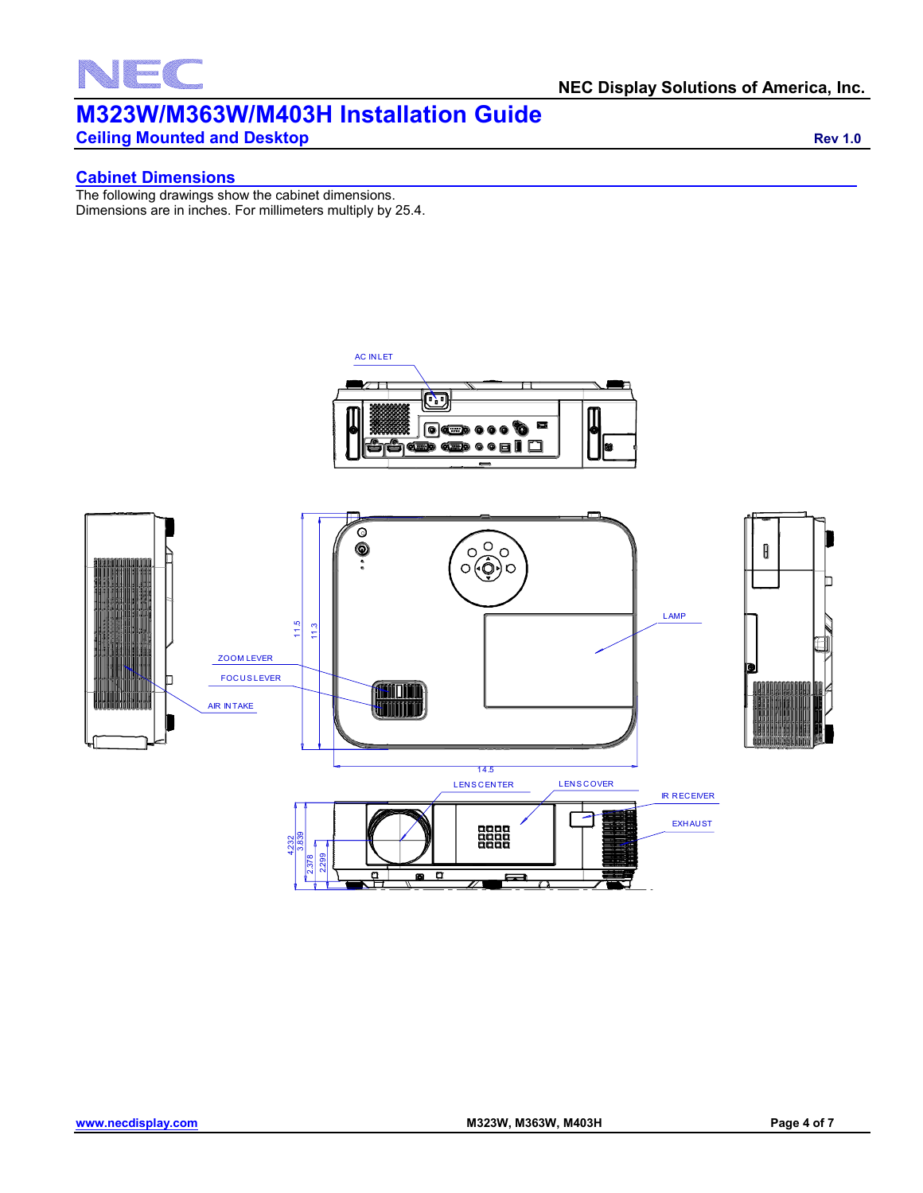# M323W/M363W/M403H Installation Guide

## Ceiling Mounted and Desktop

Rev 1.0

### Cabinet Dimensions

The following drawings show the cabinet dimensions.
Dimensions are in inches. For millimeters multiply by 25.4.

AC INLET

ZOOM LEVER

FOCUS LEVER

AIR INTAKE

LAMP

11.5

11.3

14.5

LENS CENTER

LENS COVER

IR RECEIVER

EXHAUST

4.232

3.859

2.378

2.299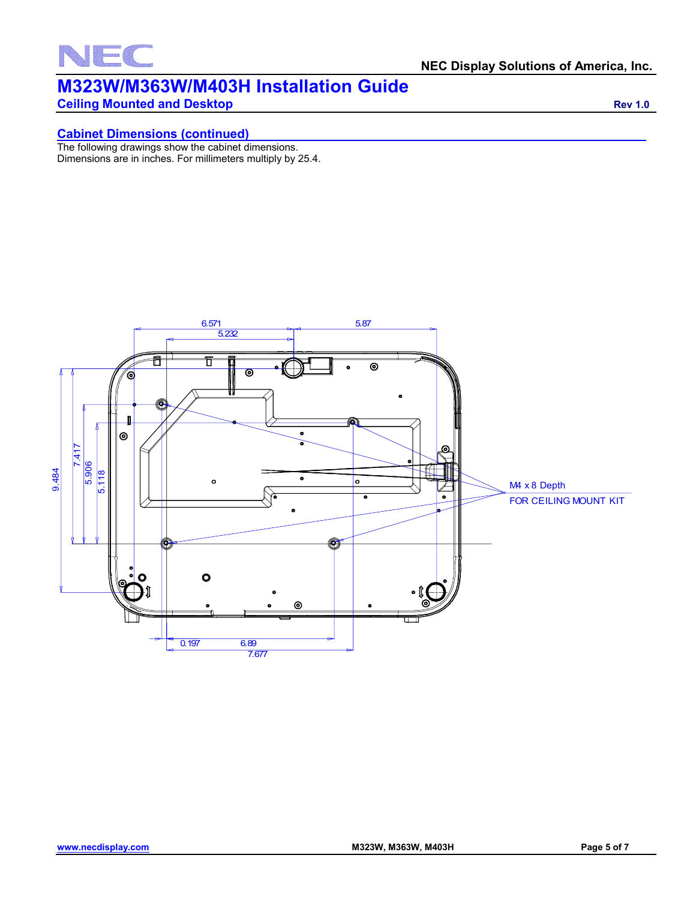# M323W/M363W/M403H Installation Guide

## Ceiling Mounted and Desktop

Rev 1.0

### Cabinet Dimensions (continued)

The following drawings show the cabinet dimensions.
Dimensions are in inches. For millimeters multiply by 25.4.

6.571
5.232
5.87

9.484
7.417
5.906
5.118

M4 x 8 Depth
FOR CEILING MOUNT KIT

0.197
6.89
7.677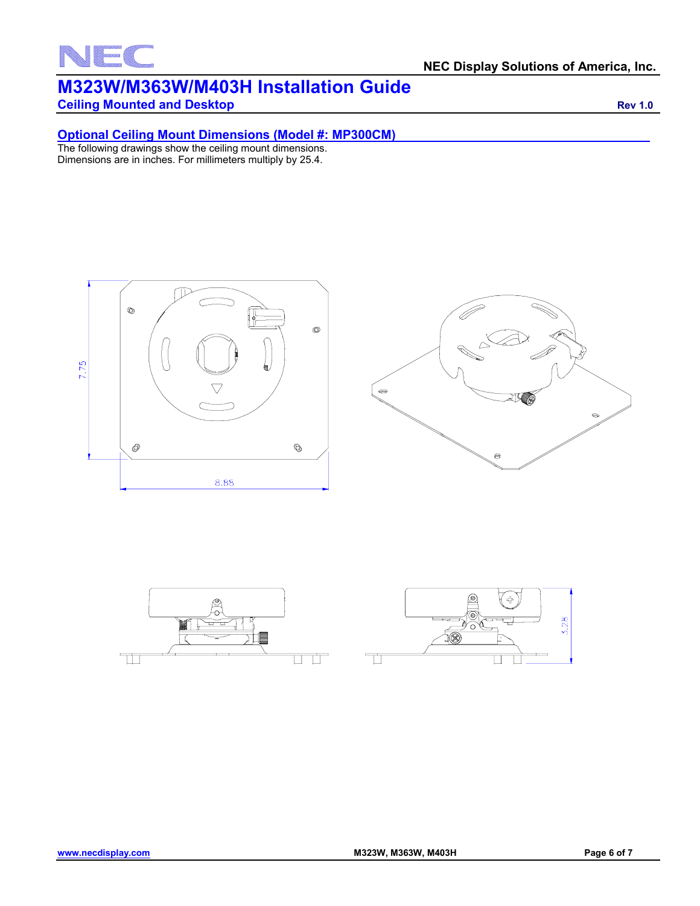## Optional Ceiling Mount Dimensions (Model #: MP300CM)

The following drawings show the ceiling mount dimensions.
Dimensions are in inches. For millimeters multiply by 25.4.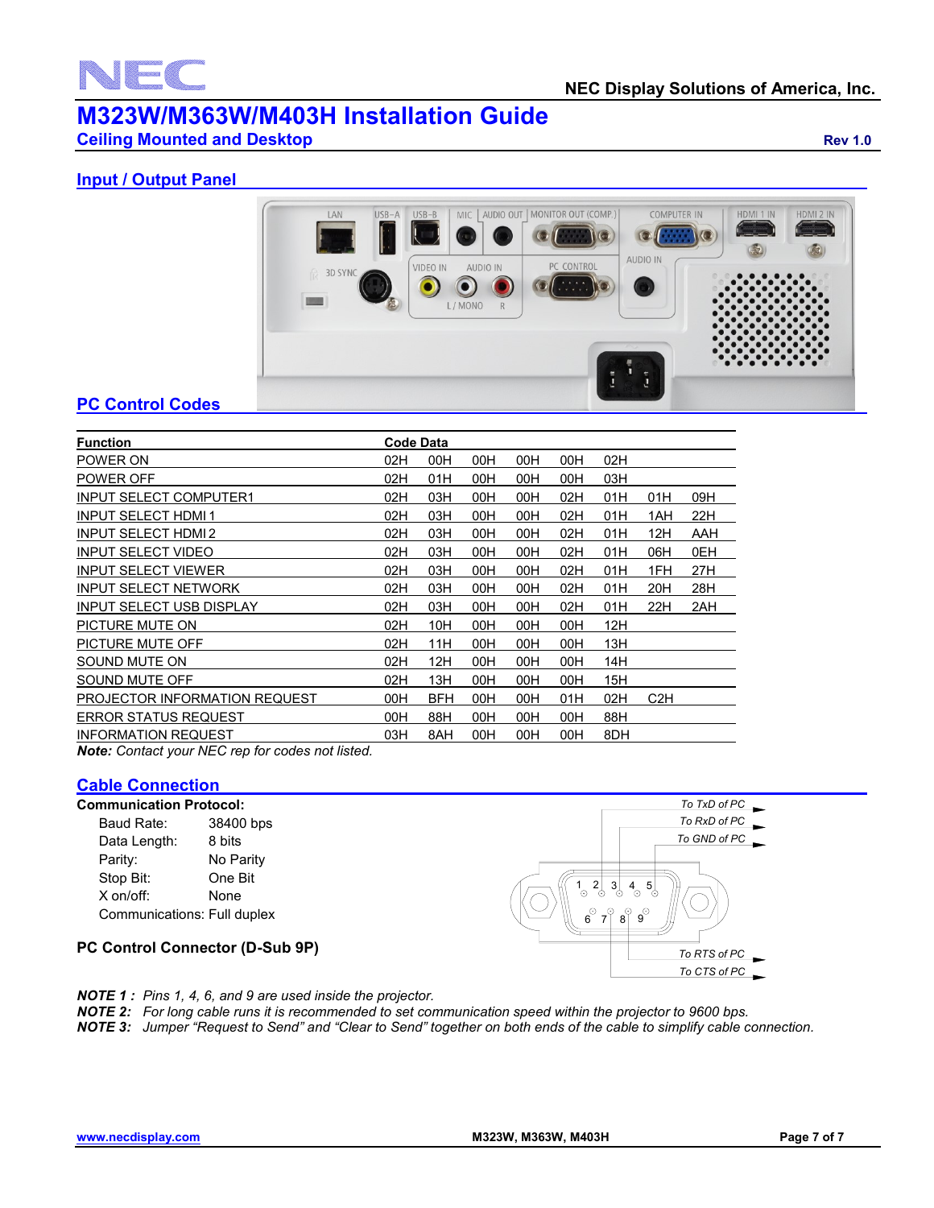# M323W/M363W/M403H Installation Guide

## Ceiling Mounted and Desktop

Rev 1.0

## Input / Output Panel

LAN USB-A USB-B MIC AUDIO OUT MONITOR OUT (COMP.) COMPUTER IN HDMI 1 IN HDMI 2 IN

3D SYNC VIDEO IN AUDIO IN PC CONTROL AUDIO IN

L / MONO R

## PC Control Codes

| Function | Code Data | | | | | | | |
|---|---|---|---|---|---|---|---|---|
| POWER ON | 02H | 00H | 00H | 00H | 00H | 02H | | |
| POWER OFF | 02H | 01H | 00H | 00H | 00H | 03H | | |
| INPUT SELECT COMPUTER1 | 02H | 03H | 00H | 00H | 02H | 01H | 01H | 09H |
| INPUT SELECT HDMI 1 | 02H | 03H | 00H | 00H | 02H | 01H | 1AH | 22H |
| INPUT SELECT HDMI 2 | 02H | 03H | 00H | 00H | 02H | 01H | 12H | AAH |
| INPUT SELECT VIDEO | 02H | 03H | 00H | 00H | 02H | 01H | 06H | 0EH |
| INPUT SELECT VIEWER | 02H | 03H | 00H | 00H | 02H | 01H | 1FH | 27H |
| INPUT SELECT NETWORK | 02H | 03H | 00H | 00H | 02H | 01H | 20H | 28H |
| INPUT SELECT USB DISPLAY | 02H | 03H | 00H | 00H | 02H | 01H | 22H | 2AH |
| PICTURE MUTE ON | 02H | 10H | 00H | 00H | 00H | 12H | | |
| PICTURE MUTE OFF | 02H | 11H | 00H | 00H | 00H | 13H | | |
| SOUND MUTE ON | 02H | 12H | 00H | 00H | 00H | 14H | | |
| SOUND MUTE OFF | 02H | 13H | 00H | 00H | 00H | 15H | | |
| PROJECTOR INFORMATION REQUEST | 00H | BFH | 00H | 00H | 01H | 02H | C2H | |
| ERROR STATUS REQUEST | 00H | 88H | 00H | 00H | 00H | 88H | | |
| INFORMATION REQUEST | 03H | 8AH | 00H | 00H | 00H | 8DH | | |

***Note:*** *Contact your NEC rep for codes not listed.*

## Cable Connection

**Communication Protocol:**

| | |
|---|---|
| Baud Rate: | 38400 bps |
| Data Length: | 8 bits |
| Parity: | No Parity |
| Stop Bit: | One Bit |
| X on/off: | None |
| Communications: | Full duplex |

**PC Control Connector (D-Sub 9P)**

*To TxD of PC*
*To RxD of PC*
*To GND of PC*
1 2 3 4 5
6 7 8 9
*To RTS of PC*
*To CTS of PC*

***NOTE 1 :*** *Pins 1, 4, 6, and 9 are used inside the projector.*
***NOTE 2:*** *For long cable runs it is recommended to set communication speed within the projector to 9600 bps.*
***NOTE 3:*** *Jumper "Request to Send" and "Clear to Send" together on both ends of the cable to simplify cable connection.*